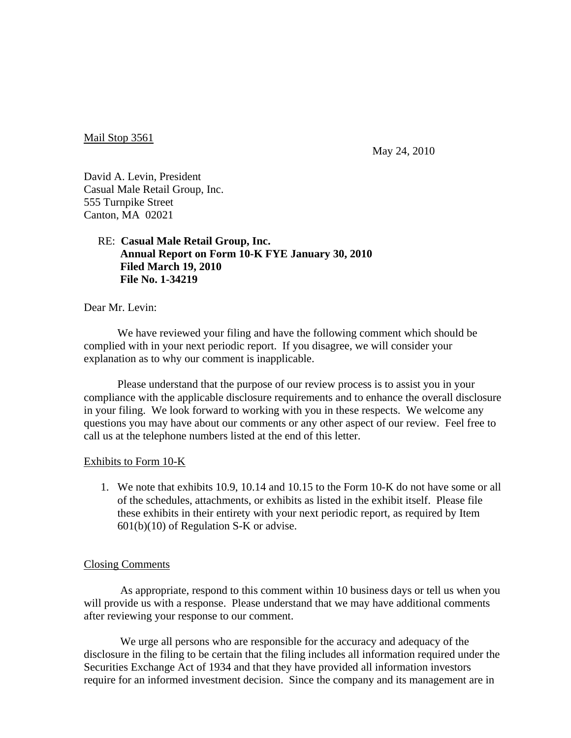Mail Stop 3561

May 24, 2010

David A. Levin, President
Casual Male Retail Group, Inc.
555 Turnpike Street
Canton, MA 02021

RE: **Casual Male Retail Group, Inc.**
**Annual Report on Form 10-K FYE January 30, 2010**
**Filed March 19, 2010**
**File No. 1-34219**

Dear Mr. Levin:

We have reviewed your filing and have the following comment which should be complied with in your next periodic report. If you disagree, we will consider your explanation as to why our comment is inapplicable.

Please understand that the purpose of our review process is to assist you in your compliance with the applicable disclosure requirements and to enhance the overall disclosure in your filing. We look forward to working with you in these respects. We welcome any questions you may have about our comments or any other aspect of our review. Feel free to call us at the telephone numbers listed at the end of this letter.

Exhibits to Form 10-K

1. We note that exhibits 10.9, 10.14 and 10.15 to the Form 10-K do not have some or all of the schedules, attachments, or exhibits as listed in the exhibit itself. Please file these exhibits in their entirety with your next periodic report, as required by Item 601(b)(10) of Regulation S-K or advise.

Closing Comments

As appropriate, respond to this comment within 10 business days or tell us when you will provide us with a response. Please understand that we may have additional comments after reviewing your response to our comment.

We urge all persons who are responsible for the accuracy and adequacy of the disclosure in the filing to be certain that the filing includes all information required under the Securities Exchange Act of 1934 and that they have provided all information investors require for an informed investment decision. Since the company and its management are in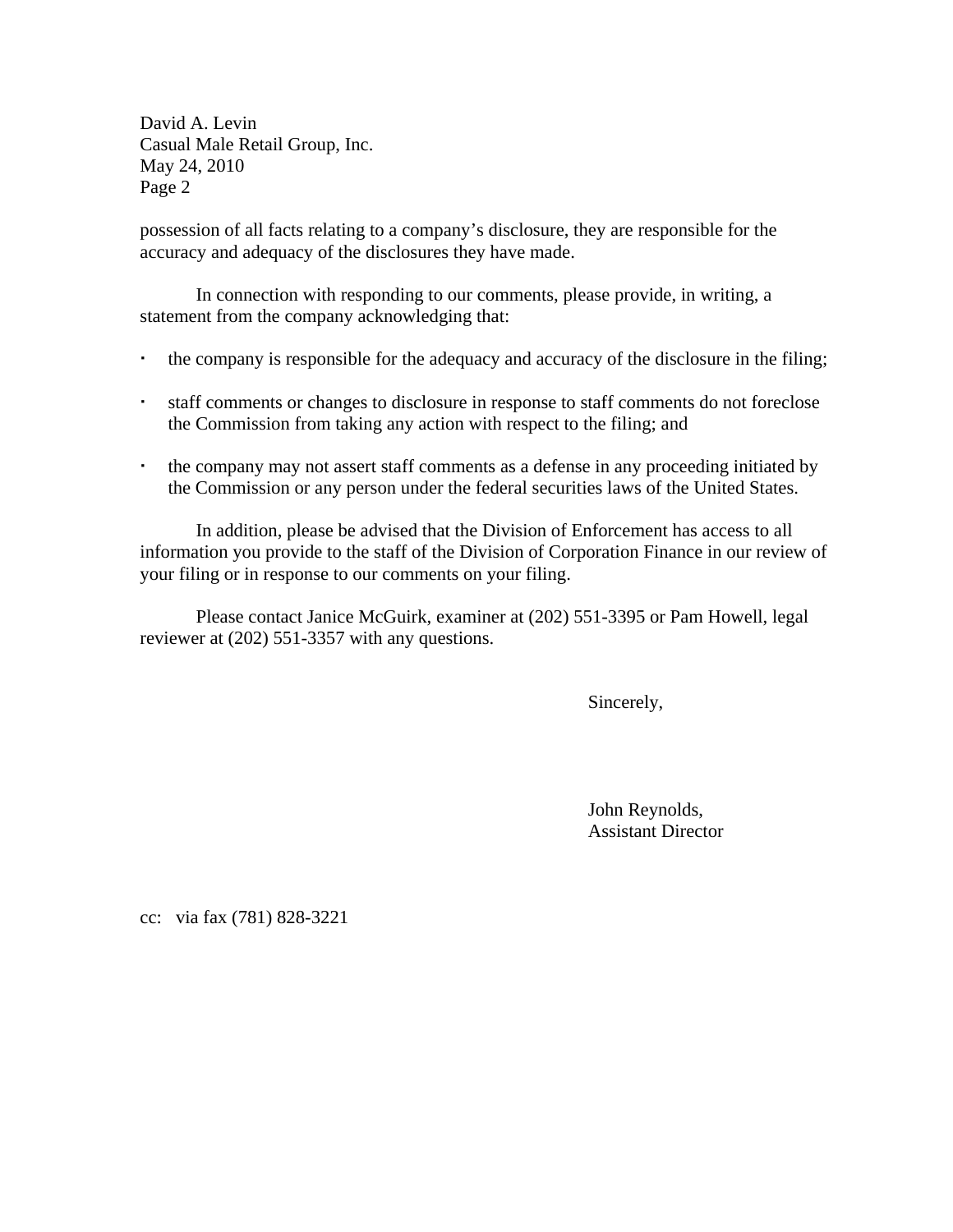possession of all facts relating to a company's disclosure, they are responsible for the accuracy and adequacy of the disclosures they have made.

In connection with responding to our comments, please provide, in writing, a statement from the company acknowledging that:

- the company is responsible for the adequacy and accuracy of the disclosure in the filing;
- staff comments or changes to disclosure in response to staff comments do not foreclose the Commission from taking any action with respect to the filing; and
- the company may not assert staff comments as a defense in any proceeding initiated by the Commission or any person under the federal securities laws of the United States.

In addition, please be advised that the Division of Enforcement has access to all information you provide to the staff of the Division of Corporation Finance in our review of your filing or in response to our comments on your filing.

Please contact Janice McGuirk, examiner at (202) 551-3395 or Pam Howell, legal reviewer at (202) 551-3357 with any questions.

Sincerely,

John Reynolds,
Assistant Director

cc: via fax (781) 828-3221